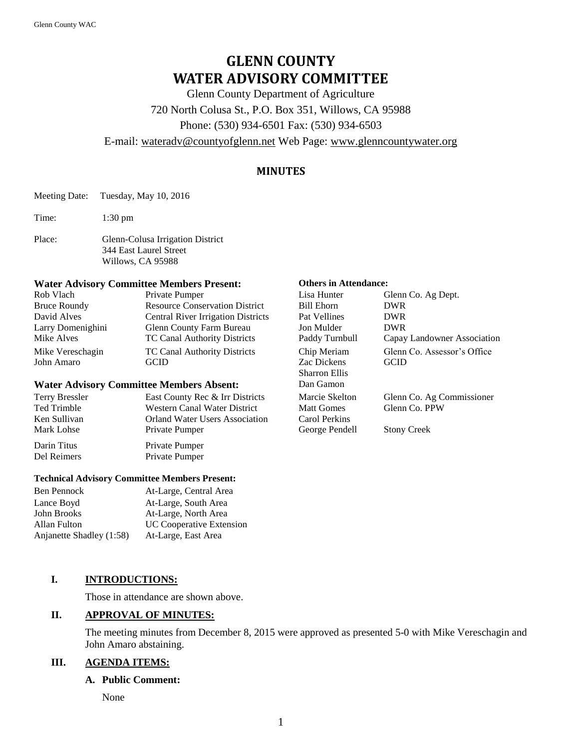# GLENN COUNTY
# WATER ADVISORY COMMITTEE

Glenn County Department of Agriculture
720 North Colusa St., P.O. Box 351, Willows, CA 95988
Phone: (530) 934-6501 Fax: (530) 934-6503
E-mail: wateradv@countyofglenn.net Web Page: www.glenncountywater.org

## MINUTES

Meeting Date: Tuesday, May 10, 2016

Time: 1:30 pm

Place: Glenn-Colusa Irrigation District
344 East Laurel Street
Willows, CA 95988

**Water Advisory Committee Members Present:**

| | |
|---|---|
| Rob Vlach | Private Pumper |
| Bruce Roundy | Resource Conservation District |
| David Alves | Central River Irrigation Districts |
| Larry Domenighini | Glenn County Farm Bureau |
| Mike Alves | TC Canal Authority Districts |
| Mike Vereschagin | TC Canal Authority Districts |
| John Amaro | GCID |

**Water Advisory Committee Members Absent:**

| | |
|---|---|
| Terry Bressler | East County Rec & Irr Districts |
| Ted Trimble | Western Canal Water District |
| Ken Sullivan | Orland Water Users Association |
| Mark Lohse | Private Pumper |
| Darin Titus | Private Pumper |
| Del Reimers | Private Pumper |

**Technical Advisory Committee Members Present:**

| | |
|---|---|
| Ben Pennock | At-Large, Central Area |
| Lance Boyd | At-Large, South Area |
| John Brooks | At-Large, North Area |
| Allan Fulton | UC Cooperative Extension |
| Anjanette Shadley (1:58) | At-Large, East Area |

**Others in Attendance:**

| | |
|---|---|
| Lisa Hunter | Glenn Co. Ag Dept. |
| Bill Ehorn | DWR |
| Pat Vellines | DWR |
| Jon Mulder | DWR |
| Paddy Turnbull | Capay Landowner Association |
| Chip Meriam | Glenn Co. Assessor's Office |
| Zac Dickens | GCID |
| Sharron Ellis | |
| Dan Gamon | |
| Marcie Skelton | Glenn Co. Ag Commissioner |
| Matt Gomes | Glenn Co. PPW |
| Carol Perkins | |
| George Pendell | Stony Creek |

## I. INTRODUCTIONS:

Those in attendance are shown above.

## II. APPROVAL OF MINUTES:

The meeting minutes from December 8, 2015 were approved as presented 5-0 with Mike Vereschagin and John Amaro abstaining.

## III. AGENDA ITEMS:

### A. Public Comment:

None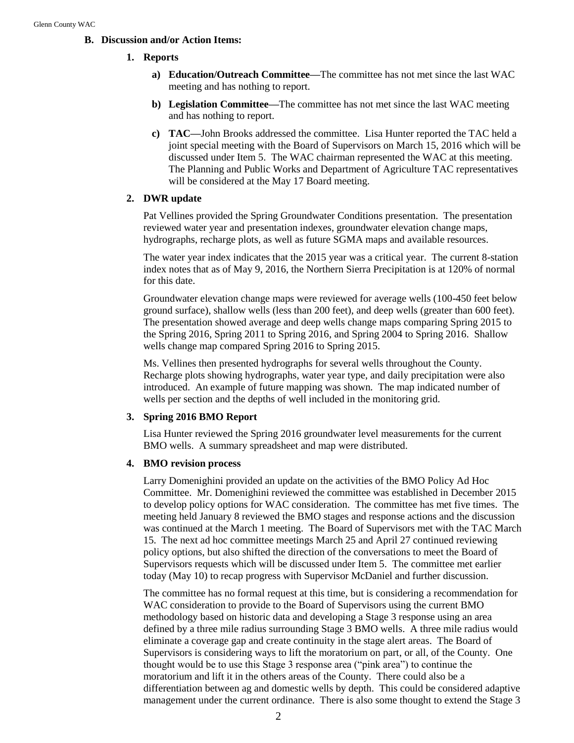## B. Discussion and/or Action Items:

### 1. Reports

a) **Education/Outreach Committee—**The committee has not met since the last WAC meeting and has nothing to report.

b) **Legislation Committee—**The committee has not met since the last WAC meeting and has nothing to report.

c) **TAC—**John Brooks addressed the committee. Lisa Hunter reported the TAC held a joint special meeting with the Board of Supervisors on March 15, 2016 which will be discussed under Item 5. The WAC chairman represented the WAC at this meeting. The Planning and Public Works and Department of Agriculture TAC representatives will be considered at the May 17 Board meeting.

### 2. DWR update

Pat Vellines provided the Spring Groundwater Conditions presentation. The presentation reviewed water year and presentation indexes, groundwater elevation change maps, hydrographs, recharge plots, as well as future SGMA maps and available resources.

The water year index indicates that the 2015 year was a critical year. The current 8-station index notes that as of May 9, 2016, the Northern Sierra Precipitation is at 120% of normal for this date.

Groundwater elevation change maps were reviewed for average wells (100-450 feet below ground surface), shallow wells (less than 200 feet), and deep wells (greater than 600 feet). The presentation showed average and deep wells change maps comparing Spring 2015 to the Spring 2016, Spring 2011 to Spring 2016, and Spring 2004 to Spring 2016. Shallow wells change map compared Spring 2016 to Spring 2015.

Ms. Vellines then presented hydrographs for several wells throughout the County. Recharge plots showing hydrographs, water year type, and daily precipitation were also introduced. An example of future mapping was shown. The map indicated number of wells per section and the depths of well included in the monitoring grid.

### 3. Spring 2016 BMO Report

Lisa Hunter reviewed the Spring 2016 groundwater level measurements for the current BMO wells. A summary spreadsheet and map were distributed.

### 4. BMO revision process

Larry Domenighini provided an update on the activities of the BMO Policy Ad Hoc Committee. Mr. Domenighini reviewed the committee was established in December 2015 to develop policy options for WAC consideration. The committee has met five times. The meeting held January 8 reviewed the BMO stages and response actions and the discussion was continued at the March 1 meeting. The Board of Supervisors met with the TAC March 15. The next ad hoc committee meetings March 25 and April 27 continued reviewing policy options, but also shifted the direction of the conversations to meet the Board of Supervisors requests which will be discussed under Item 5. The committee met earlier today (May 10) to recap progress with Supervisor McDaniel and further discussion.

The committee has no formal request at this time, but is considering a recommendation for WAC consideration to provide to the Board of Supervisors using the current BMO methodology based on historic data and developing a Stage 3 response using an area defined by a three mile radius surrounding Stage 3 BMO wells. A three mile radius would eliminate a coverage gap and create continuity in the stage alert areas. The Board of Supervisors is considering ways to lift the moratorium on part, or all, of the County. One thought would be to use this Stage 3 response area ("pink area") to continue the moratorium and lift it in the others areas of the County. There could also be a differentiation between ag and domestic wells by depth. This could be considered adaptive management under the current ordinance. There is also some thought to extend the Stage 3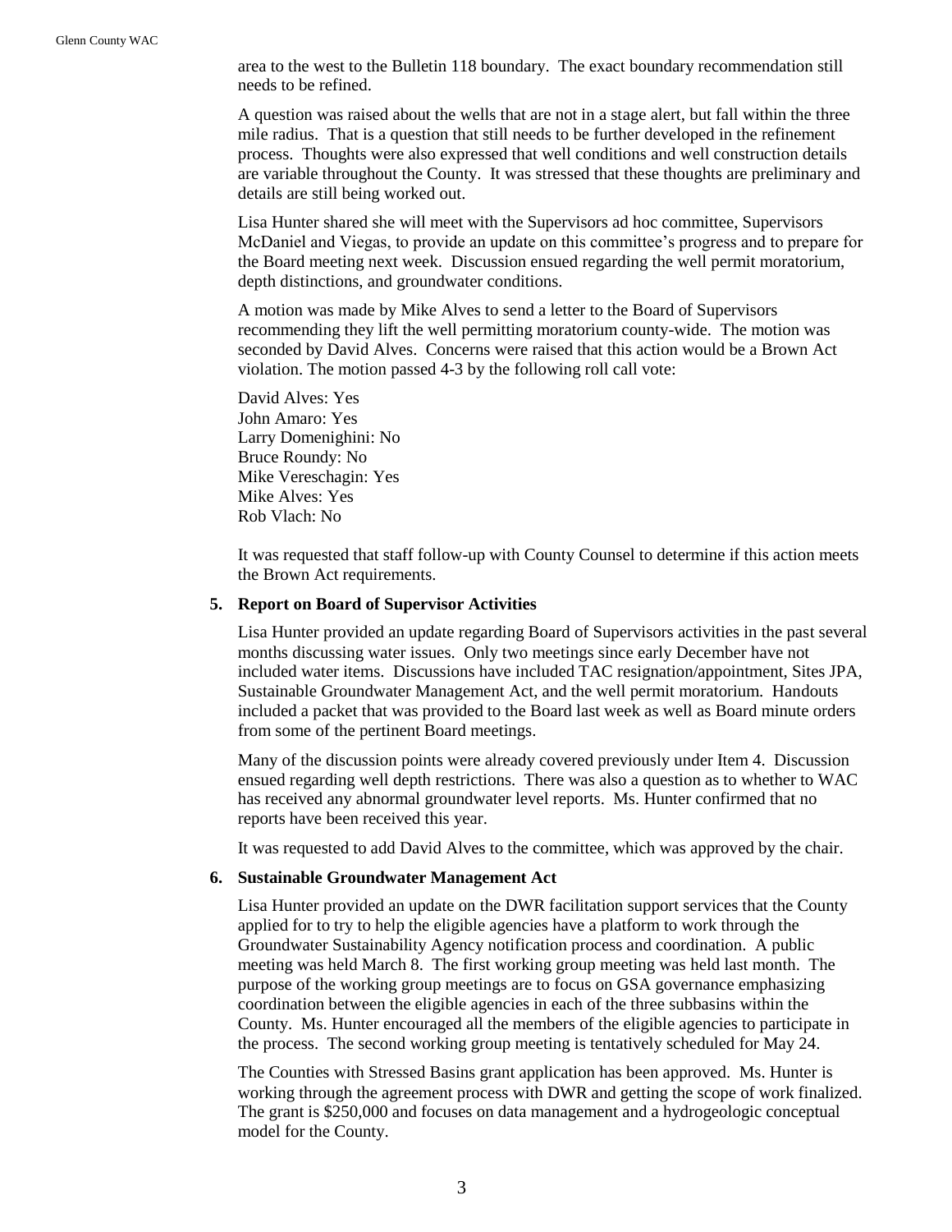area to the west to the Bulletin 118 boundary. The exact boundary recommendation still needs to be refined.

A question was raised about the wells that are not in a stage alert, but fall within the three mile radius. That is a question that still needs to be further developed in the refinement process. Thoughts were also expressed that well conditions and well construction details are variable throughout the County. It was stressed that these thoughts are preliminary and details are still being worked out.

Lisa Hunter shared she will meet with the Supervisors ad hoc committee, Supervisors McDaniel and Viegas, to provide an update on this committee's progress and to prepare for the Board meeting next week. Discussion ensued regarding the well permit moratorium, depth distinctions, and groundwater conditions.

A motion was made by Mike Alves to send a letter to the Board of Supervisors recommending they lift the well permitting moratorium county-wide. The motion was seconded by David Alves. Concerns were raised that this action would be a Brown Act violation. The motion passed 4-3 by the following roll call vote:

David Alves: Yes  
John Amaro: Yes  
Larry Domenighini: No  
Bruce Roundy: No  
Mike Vereschagin: Yes  
Mike Alves: Yes  
Rob Vlach: No

It was requested that staff follow-up with County Counsel to determine if this action meets the Brown Act requirements.

**5. Report on Board of Supervisor Activities**

Lisa Hunter provided an update regarding Board of Supervisors activities in the past several months discussing water issues. Only two meetings since early December have not included water items. Discussions have included TAC resignation/appointment, Sites JPA, Sustainable Groundwater Management Act, and the well permit moratorium. Handouts included a packet that was provided to the Board last week as well as Board minute orders from some of the pertinent Board meetings.

Many of the discussion points were already covered previously under Item 4. Discussion ensued regarding well depth restrictions. There was also a question as to whether to WAC has received any abnormal groundwater level reports. Ms. Hunter confirmed that no reports have been received this year.

It was requested to add David Alves to the committee, which was approved by the chair.

**6. Sustainable Groundwater Management Act**

Lisa Hunter provided an update on the DWR facilitation support services that the County applied for to try to help the eligible agencies have a platform to work through the Groundwater Sustainability Agency notification process and coordination. A public meeting was held March 8. The first working group meeting was held last month. The purpose of the working group meetings are to focus on GSA governance emphasizing coordination between the eligible agencies in each of the three subbasins within the County. Ms. Hunter encouraged all the members of the eligible agencies to participate in the process. The second working group meeting is tentatively scheduled for May 24.

The Counties with Stressed Basins grant application has been approved. Ms. Hunter is working through the agreement process with DWR and getting the scope of work finalized. The grant is $250,000 and focuses on data management and a hydrogeologic conceptual model for the County.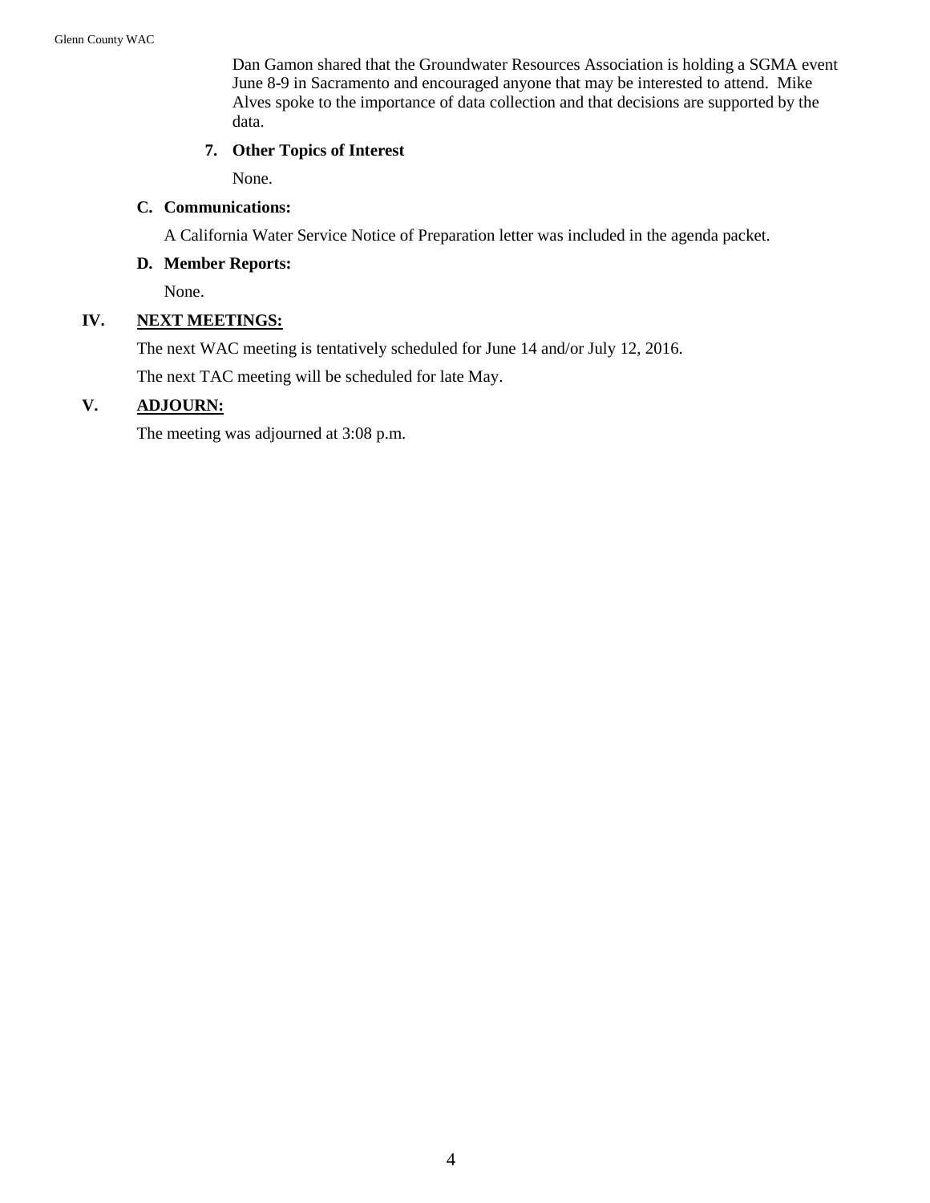Dan Gamon shared that the Groundwater Resources Association is holding a SGMA event June 8-9 in Sacramento and encouraged anyone that may be interested to attend. Mike Alves spoke to the importance of data collection and that decisions are supported by the data.

**7. Other Topics of Interest**

None.

**C. Communications:**

A California Water Service Notice of Preparation letter was included in the agenda packet.

**D. Member Reports:**

None.

## IV. NEXT MEETINGS:

The next WAC meeting is tentatively scheduled for June 14 and/or July 12, 2016.

The next TAC meeting will be scheduled for late May.

## V. ADJOURN:

The meeting was adjourned at 3:08 p.m.